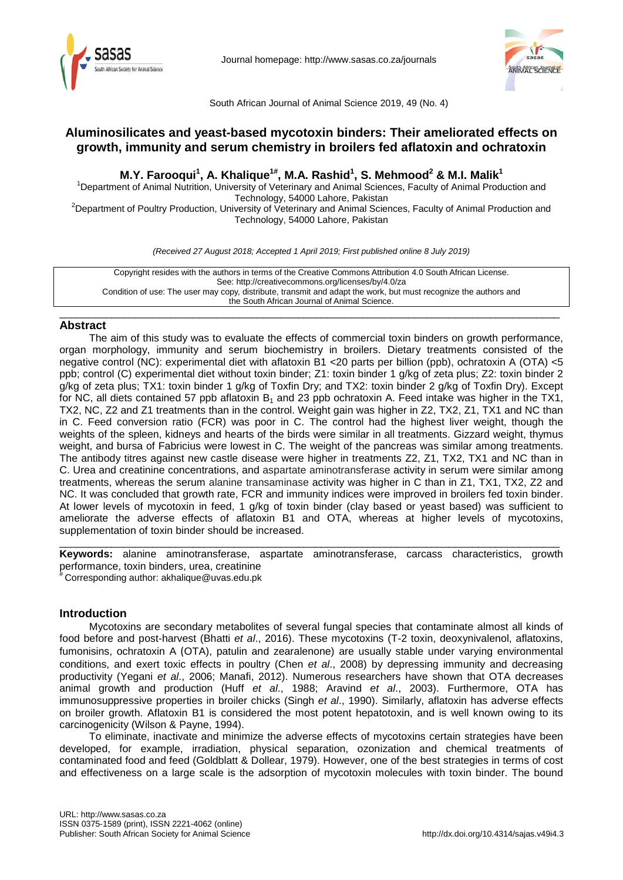# Aluminosilicates and yeast-based mycotoxin binders: Their ameliorated effects on growth, immunity and serum chemistry in broilers fed aflatoxin and ochratoxin

**M.Y. Farooqui[1], A. Khalique[1#], M.A. Rashid[1], S. Mehmood[2] & M.I. Malik[1]**

[1]Department of Animal Nutrition, University of Veterinary and Animal Sciences, Faculty of Animal Production and Technology, 54000 Lahore, Pakistan

[2]Department of Poultry Production, University of Veterinary and Animal Sciences, Faculty of Animal Production and Technology, 54000 Lahore, Pakistan

*(Received 27 August 2018; Accepted 1 April 2019; First published online 8 July 2019)*

Copyright resides with the authors in terms of the Creative Commons Attribution 4.0 South African License.
See: http://creativecommons.org/licenses/by/4.0/za
Condition of use: The user may copy, distribute, transmit and adapt the work, but must recognize the authors and the South African Journal of Animal Science.

## Abstract

The aim of this study was to evaluate the effects of commercial toxin binders on growth performance, organ morphology, immunity and serum biochemistry in broilers. Dietary treatments consisted of the negative control (NC): experimental diet with aflatoxin B1 <20 parts per billion (ppb), ochratoxin A (OTA) <5 ppb; control (C) experimental diet without toxin binder; Z1: toxin binder 1 g/kg of zeta plus; Z2: toxin binder 2 g/kg of zeta plus; TX1: toxin binder 1 g/kg of Toxfin Dry; and TX2: toxin binder 2 g/kg of Toxfin Dry). Except for NC, all diets contained 57 ppb aflatoxin $B_1$ and 23 ppb ochratoxin A. Feed intake was higher in the TX1, TX2, NC, Z2 and Z1 treatments than in the control. Weight gain was higher in Z2, TX2, Z1, TX1 and NC than in C. Feed conversion ratio (FCR) was poor in C. The control had the highest liver weight, though the weights of the spleen, kidneys and hearts of the birds were similar in all treatments. Gizzard weight, thymus weight, and bursa of Fabricius were lowest in C. The weight of the pancreas was similar among treatments. The antibody titres against new castle disease were higher in treatments Z2, Z1, TX2, TX1 and NC than in C. Urea and creatinine concentrations, and aspartate aminotransferase activity in serum were similar among treatments, whereas the serum alanine transaminase activity was higher in C than in Z1, TX1, TX2, Z2 and NC. It was concluded that growth rate, FCR and immunity indices were improved in broilers fed toxin binder. At lower levels of mycotoxin in feed, 1 g/kg of toxin binder (clay based or yeast based) was sufficient to ameliorate the adverse effects of aflatoxin B1 and OTA, whereas at higher levels of mycotoxins, supplementation of toxin binder should be increased.

**Keywords:** alanine aminotransferase, aspartate aminotransferase, carcass characteristics, growth performance, toxin binders, urea, creatinine

[#] Corresponding author: akhalique@uvas.edu.pk

## Introduction

Mycotoxins are secondary metabolites of several fungal species that contaminate almost all kinds of food before and post-harvest (Bhatti *et al*., 2016). These mycotoxins (T-2 toxin, deoxynivalenol, aflatoxins, fumonisins, ochratoxin A (OTA), patulin and zearalenone) are usually stable under varying environmental conditions, and exert toxic effects in poultry (Chen *et al*., 2008) by depressing immunity and decreasing productivity (Yegani *et al*., 2006; Manafi, 2012). Numerous researchers have shown that OTA decreases animal growth and production (Huff *et al*., 1988; Aravind *et al*., 2003). Furthermore, OTA has immunosuppressive properties in broiler chicks (Singh *et al*., 1990). Similarly, aflatoxin has adverse effects on broiler growth. Aflatoxin B1 is considered the most potent hepatotoxin, and is well known owing to its carcinogenicity (Wilson & Payne, 1994).

To eliminate, inactivate and minimize the adverse effects of mycotoxins certain strategies have been developed, for example, irradiation, physical separation, ozonization and chemical treatments of contaminated food and feed (Goldblatt & Dollear, 1979). However, one of the best strategies in terms of cost and effectiveness on a large scale is the adsorption of mycotoxin molecules with toxin binder. The bound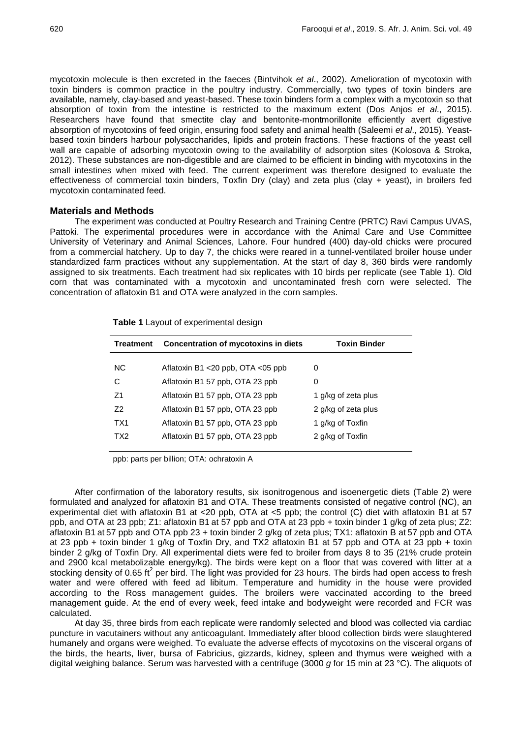mycotoxin molecule is then excreted in the faeces (Bintvihok *et al*., 2002). Amelioration of mycotoxin with toxin binders is common practice in the poultry industry. Commercially, two types of toxin binders are available, namely, clay-based and yeast-based. These toxin binders form a complex with a mycotoxin so that absorption of toxin from the intestine is restricted to the maximum extent (Dos Anjos *et al*., 2015). Researchers have found that smectite clay and bentonite-montmorillonite efficiently avert digestive absorption of mycotoxins of feed origin, ensuring food safety and animal health (Saleemi *et al*., 2015). Yeast-based toxin binders harbour polysaccharides, lipids and protein fractions. These fractions of the yeast cell wall are capable of adsorbing mycotoxin owing to the availability of adsorption sites (Kolosova & Stroka, 2012). These substances are non-digestible and are claimed to be efficient in binding with mycotoxins in the small intestines when mixed with feed. The current experiment was therefore designed to evaluate the effectiveness of commercial toxin binders, Toxfin Dry (clay) and zeta plus (clay + yeast), in broilers fed mycotoxin contaminated feed.

## Materials and Methods

The experiment was conducted at Poultry Research and Training Centre (PRTC) Ravi Campus UVAS, Pattoki. The experimental procedures were in accordance with the Animal Care and Use Committee University of Veterinary and Animal Sciences, Lahore. Four hundred (400) day-old chicks were procured from a commercial hatchery. Up to day 7, the chicks were reared in a tunnel-ventilated broiler house under standardized farm practices without any supplementation. At the start of day 8, 360 birds were randomly assigned to six treatments. Each treatment had six replicates with 10 birds per replicate (see Table 1). Old corn that was contaminated with a mycotoxin and uncontaminated fresh corn were selected. The concentration of aflatoxin B1 and OTA were analyzed in the corn samples.

**Table 1** Layout of experimental design

| Treatment | Concentration of mycotoxins in diets | Toxin Binder |
|---|---|---|
| NC | Aflatoxin B1 <20 ppb, OTA <05 ppb | 0 |
| C | Aflatoxin B1 57 ppb, OTA 23 ppb | 0 |
| Z1 | Aflatoxin B1 57 ppb, OTA 23 ppb | 1 g/kg of zeta plus |
| Z2 | Aflatoxin B1 57 ppb, OTA 23 ppb | 2 g/kg of zeta plus |
| TX1 | Aflatoxin B1 57 ppb, OTA 23 ppb | 1 g/kg of Toxfin |
| TX2 | Aflatoxin B1 57 ppb, OTA 23 ppb | 2 g/kg of Toxfin |

ppb: parts per billion; OTA: ochratoxin A

After confirmation of the laboratory results, six isonitrogenous and isoenergetic diets (Table 2) were formulated and analyzed for aflatoxin B1 and OTA. These treatments consisted of negative control (NC), an experimental diet with aflatoxin B1 at <20 ppb, OTA at <5 ppb; the control (C) diet with aflatoxin B1 at 57 ppb, and OTA at 23 ppb; Z1: aflatoxin B1 at 57 ppb and OTA at 23 ppb + toxin binder 1 g/kg of zeta plus; Z2: aflatoxin B1 at 57 ppb and OTA ppb 23 + toxin binder 2 g/kg of zeta plus; TX1: aflatoxin B at 57 ppb and OTA at 23 ppb + toxin binder 1 g/kg of Toxfin Dry, and TX2 aflatoxin B1 at 57 ppb and OTA at 23 ppb + toxin binder 2 g/kg of Toxfin Dry. All experimental diets were fed to broiler from days 8 to 35 (21% crude protein and 2900 kcal metabolizable energy/kg). The birds were kept on a floor that was covered with litter at a stocking density of 0.65 $ft^2$ per bird. The light was provided for 23 hours. The birds had open access to fresh water and were offered with feed ad libitum. Temperature and humidity in the house were provided according to the Ross management guides. The broilers were vaccinated according to the breed management guide. At the end of every week, feed intake and bodyweight were recorded and FCR was calculated.

At day 35, three birds from each replicate were randomly selected and blood was collected via cardiac puncture in vacutainers without any anticoagulant. Immediately after blood collection birds were slaughtered humanely and organs were weighed. To evaluate the adverse effects of mycotoxins on the visceral organs of the birds, the hearts, liver, bursa of Fabricius, gizzards, kidney, spleen and thymus were weighed with a digital weighing balance. Serum was harvested with a centrifuge (3000 *g* for 15 min at 23 °C). The aliquots of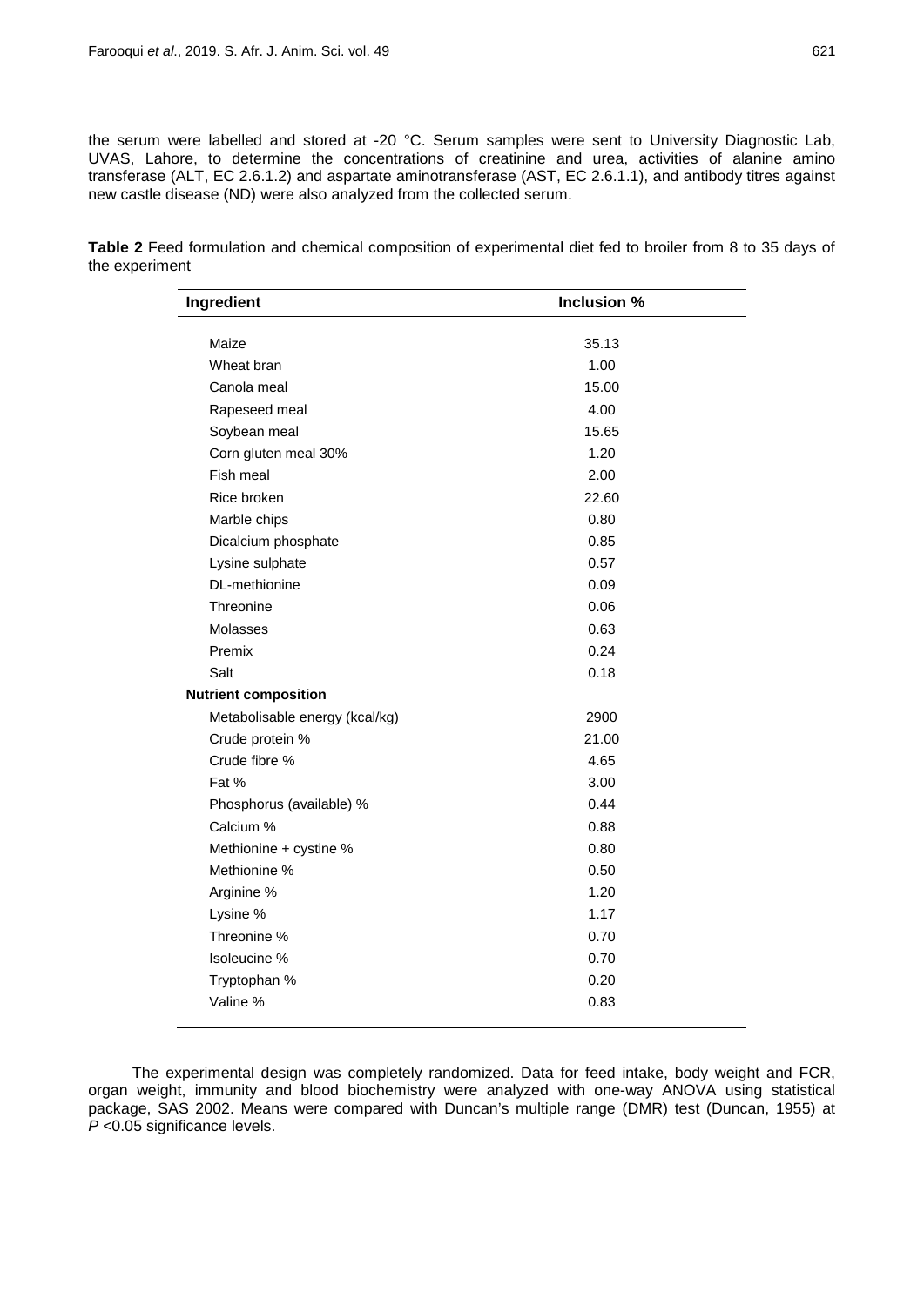the serum were labelled and stored at -20 °C. Serum samples were sent to University Diagnostic Lab, UVAS, Lahore, to determine the concentrations of creatinine and urea, activities of alanine amino transferase (ALT, EC 2.6.1.2) and aspartate aminotransferase (AST, EC 2.6.1.1), and antibody titres against new castle disease (ND) were also analyzed from the collected serum.

**Table 2** Feed formulation and chemical composition of experimental diet fed to broiler from 8 to 35 days of the experiment

| Ingredient | Inclusion % |
|---|---|
| Maize | 35.13 |
| Wheat bran | 1.00 |
| Canola meal | 15.00 |
| Rapeseed meal | 4.00 |
| Soybean meal | 15.65 |
| Corn gluten meal 30% | 1.20 |
| Fish meal | 2.00 |
| Rice broken | 22.60 |
| Marble chips | 0.80 |
| Dicalcium phosphate | 0.85 |
| Lysine sulphate | 0.57 |
| DL-methionine | 0.09 |
| Threonine | 0.06 |
| Molasses | 0.63 |
| Premix | 0.24 |
| Salt | 0.18 |
| **Nutrient composition** | |
| Metabolisable energy (kcal/kg) | 2900 |
| Crude protein % | 21.00 |
| Crude fibre % | 4.65 |
| Fat % | 3.00 |
| Phosphorus (available) % | 0.44 |
| Calcium % | 0.88 |
| Methionine + cystine % | 0.80 |
| Methionine % | 0.50 |
| Arginine % | 1.20 |
| Lysine % | 1.17 |
| Threonine % | 0.70 |
| Isoleucine % | 0.70 |
| Tryptophan % | 0.20 |
| Valine % | 0.83 |

The experimental design was completely randomized. Data for feed intake, body weight and FCR, organ weight, immunity and blood biochemistry were analyzed with one-way ANOVA using statistical package, SAS 2002. Means were compared with Duncan's multiple range (DMR) test (Duncan, 1955) at $P$ <0.05 significance levels.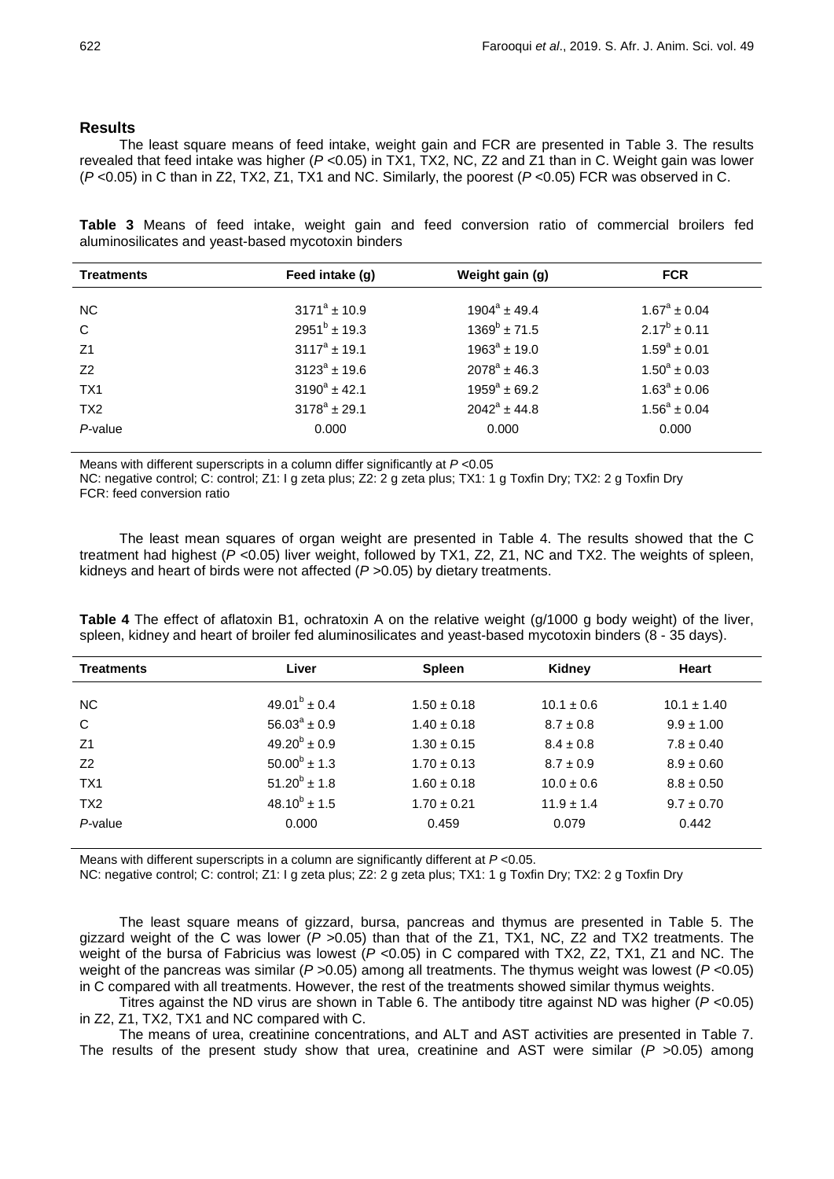## Results

The least square means of feed intake, weight gain and FCR are presented in Table 3. The results revealed that feed intake was higher ($P$ <0.05) in TX1, TX2, NC, Z2 and Z1 than in C. Weight gain was lower ($P$ <0.05) in C than in Z2, TX2, Z1, TX1 and NC. Similarly, the poorest ($P$ <0.05) FCR was observed in C.

**Table 3** Means of feed intake, weight gain and feed conversion ratio of commercial broilers fed aluminosilicates and yeast-based mycotoxin binders

| Treatments | Feed intake (g) | Weight gain (g) | FCR |
|---|---|---|---|
| NC | $3171^a \pm 10.9$ | $1904^a \pm 49.4$ | $1.67^a \pm 0.04$ |
| C | $2951^b \pm 19.3$ | $1369^b \pm 71.5$ | $2.17^b \pm 0.11$ |
| Z1 | $3117^a \pm 19.1$ | $1963^a \pm 19.0$ | $1.59^a \pm 0.01$ |
| Z2 | $3123^a \pm 19.6$ | $2078^a \pm 46.3$ | $1.50^a \pm 0.03$ |
| TX1 | $3190^a \pm 42.1$ | $1959^a \pm 69.2$ | $1.63^a \pm 0.06$ |
| TX2 | $3178^a \pm 29.1$ | $2042^a \pm 44.8$ | $1.56^a \pm 0.04$ |
| $P$-value | 0.000 | 0.000 | 0.000 |

Means with different superscripts in a column differ significantly at $P$ <0.05
NC: negative control; C: control; Z1: I g zeta plus; Z2: 2 g zeta plus; TX1: 1 g Toxfin Dry; TX2: 2 g Toxfin Dry
FCR: feed conversion ratio

The least mean squares of organ weight are presented in Table 4. The results showed that the C treatment had highest ($P$ <0.05) liver weight, followed by TX1, Z2, Z1, NC and TX2. The weights of spleen, kidneys and heart of birds were not affected ($P$ >0.05) by dietary treatments.

**Table 4** The effect of aflatoxin B1, ochratoxin A on the relative weight (g/1000 g body weight) of the liver, spleen, kidney and heart of broiler fed aluminosilicates and yeast-based mycotoxin binders (8 - 35 days).

| Treatments | Liver | Spleen | Kidney | Heart |
|---|---|---|---|---|
| NC | $49.01^b \pm 0.4$ | 1.50 ± 0.18 | 10.1 ± 0.6 | 10.1 ± 1.40 |
| C | $56.03^a \pm 0.9$ | 1.40 ± 0.18 | 8.7 ± 0.8 | 9.9 ± 1.00 |
| Z1 | $49.20^b \pm 0.9$ | 1.30 ± 0.15 | 8.4 ± 0.8 | 7.8 ± 0.40 |
| Z2 | $50.00^b \pm 1.3$ | 1.70 ± 0.13 | 8.7 ± 0.9 | 8.9 ± 0.60 |
| TX1 | $51.20^b \pm 1.8$ | 1.60 ± 0.18 | 10.0 ± 0.6 | 8.8 ± 0.50 |
| TX2 | $48.10^b \pm 1.5$ | 1.70 ± 0.21 | 11.9 ± 1.4 | 9.7 ± 0.70 |
| $P$-value | 0.000 | 0.459 | 0.079 | 0.442 |

Means with different superscripts in a column are significantly different at $P$ <0.05.
NC: negative control; C: control; Z1: I g zeta plus; Z2: 2 g zeta plus; TX1: 1 g Toxfin Dry; TX2: 2 g Toxfin Dry

The least square means of gizzard, bursa, pancreas and thymus are presented in Table 5. The gizzard weight of the C was lower ($P$ >0.05) than that of the Z1, TX1, NC, Z2 and TX2 treatments. The weight of the bursa of Fabricius was lowest ($P$ <0.05) in C compared with TX2, Z2, TX1, Z1 and NC. The weight of the pancreas was similar ($P$ >0.05) among all treatments. The thymus weight was lowest ($P$ <0.05) in C compared with all treatments. However, the rest of the treatments showed similar thymus weights.

Titres against the ND virus are shown in Table 6. The antibody titre against ND was higher ($P$ <0.05) in Z2, Z1, TX2, TX1 and NC compared with C.

The means of urea, creatinine concentrations, and ALT and AST activities are presented in Table 7. The results of the present study show that urea, creatinine and AST were similar ($P$ >0.05) among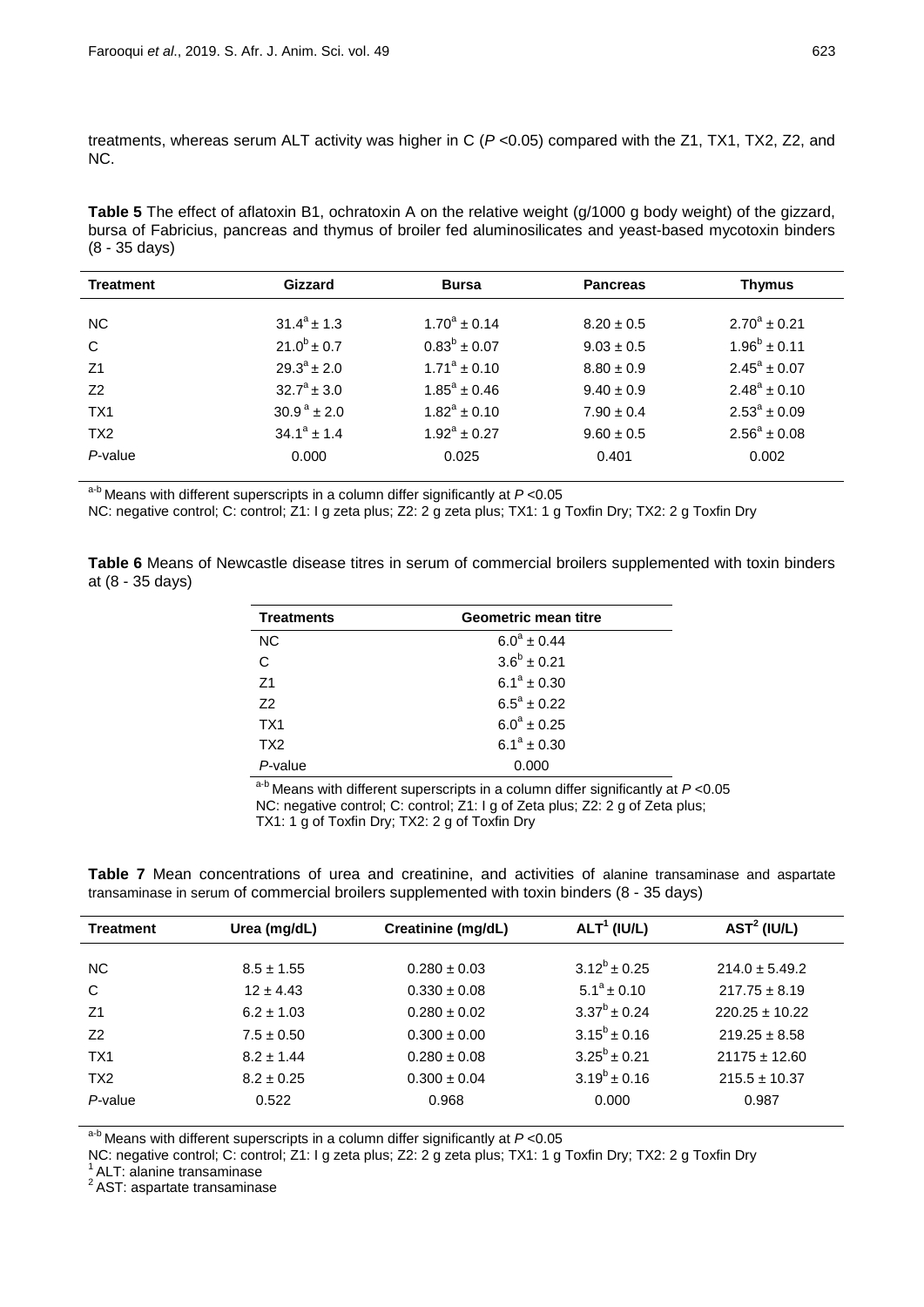treatments, whereas serum ALT activity was higher in C ($P$ <0.05) compared with the Z1, TX1, TX2, Z2, and NC.

**Table 5** The effect of aflatoxin B1, ochratoxin A on the relative weight (g/1000 g body weight) of the gizzard, bursa of Fabricius, pancreas and thymus of broiler fed aluminosilicates and yeast-based mycotoxin binders (8 - 35 days)

| Treatment | Gizzard | Bursa | Pancreas | Thymus |
|---|---|---|---|---|
| NC | $31.4^a \pm 1.3$ | $1.70^a \pm 0.14$ | $8.20 \pm 0.5$ | $2.70^a \pm 0.21$ |
| C | $21.0^b \pm 0.7$ | $0.83^b \pm 0.07$ | $9.03 \pm 0.5$ | $1.96^b \pm 0.11$ |
| Z1 | $29.3^a \pm 2.0$ | $1.71^a \pm 0.10$ | $8.80 \pm 0.9$ | $2.45^a \pm 0.07$ |
| Z2 | $32.7^a \pm 3.0$ | $1.85^a \pm 0.46$ | $9.40 \pm 0.9$ | $2.48^a \pm 0.10$ |
| TX1 | $30.9^a \pm 2.0$ | $1.82^a \pm 0.10$ | $7.90 \pm 0.4$ | $2.53^a \pm 0.09$ |
| TX2 | $34.1^a \pm 1.4$ | $1.92^a \pm 0.27$ | $9.60 \pm 0.5$ | $2.56^a \pm 0.08$ |
| $P$-value | 0.000 | 0.025 | 0.401 | 0.002 |

[a-b] Means with different superscripts in a column differ significantly at $P$ <0.05

NC: negative control; C: control; Z1: I g zeta plus; Z2: 2 g zeta plus; TX1: 1 g Toxfin Dry; TX2: 2 g Toxfin Dry

**Table 6** Means of Newcastle disease titres in serum of commercial broilers supplemented with toxin binders at (8 - 35 days)

| Treatments | Geometric mean titre |
|---|---|
| NC | $6.0^a \pm 0.44$ |
| C | $3.6^b \pm 0.21$ |
| Z1 | $6.1^a \pm 0.30$ |
| Z2 | $6.5^a \pm 0.22$ |
| TX1 | $6.0^a \pm 0.25$ |
| TX2 | $6.1^a \pm 0.30$ |
| $P$-value | 0.000 |

[a-b] Means with different superscripts in a column differ significantly at $P$ <0.05
NC: negative control; C: control; Z1: I g of Zeta plus; Z2: 2 g of Zeta plus; TX1: 1 g of Toxfin Dry; TX2: 2 g of Toxfin Dry

**Table 7** Mean concentrations of urea and creatinine, and activities of alanine transaminase and aspartate transaminase in serum of commercial broilers supplemented with toxin binders (8 - 35 days)

| Treatment | Urea (mg/dL) | Creatinine (mg/dL) | ALT[1] (IU/L) | AST[2] (IU/L) |
|---|---|---|---|---|
| NC | $8.5 \pm 1.55$ | $0.280 \pm 0.03$ | $3.12^b \pm 0.25$ | $214.0 \pm 5.49.2$ |
| C | $12 \pm 4.43$ | $0.330 \pm 0.08$ | $5.1^a \pm 0.10$ | $217.75 \pm 8.19$ |
| Z1 | $6.2 \pm 1.03$ | $0.280 \pm 0.02$ | $3.37^b \pm 0.24$ | $220.25 \pm 10.22$ |
| Z2 | $7.5 \pm 0.50$ | $0.300 \pm 0.00$ | $3.15^b \pm 0.16$ | $219.25 \pm 8.58$ |
| TX1 | $8.2 \pm 1.44$ | $0.280 \pm 0.08$ | $3.25^b \pm 0.21$ | $21175 \pm 12.60$ |
| TX2 | $8.2 \pm 0.25$ | $0.300 \pm 0.04$ | $3.19^b \pm 0.16$ | $215.5 \pm 10.37$ |
| $P$-value | 0.522 | 0.968 | 0.000 | 0.987 |

[a-b] Means with different superscripts in a column differ significantly at $P$ <0.05

NC: negative control; C: control; Z1: I g zeta plus; Z2: 2 g zeta plus; TX1: 1 g Toxfin Dry; TX2: 2 g Toxfin Dry

[1] ALT: alanine transaminase

[2] AST: aspartate transaminase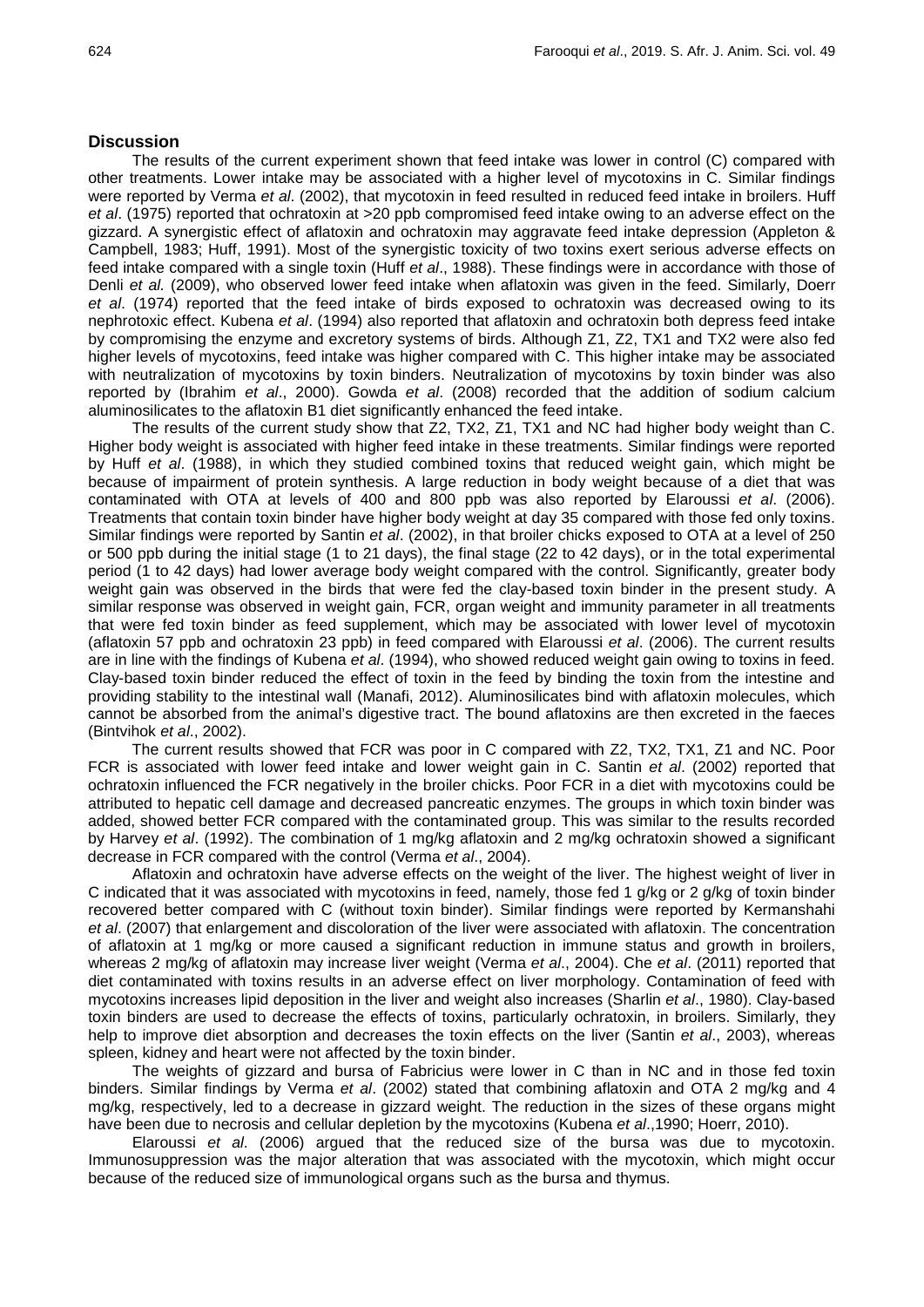## Discussion

The results of the current experiment shown that feed intake was lower in control (C) compared with other treatments. Lower intake may be associated with a higher level of mycotoxins in C. Similar findings were reported by Verma *et al*. (2002), that mycotoxin in feed resulted in reduced feed intake in broilers. Huff *et al*. (1975) reported that ochratoxin at >20 ppb compromised feed intake owing to an adverse effect on the gizzard. A synergistic effect of aflatoxin and ochratoxin may aggravate feed intake depression (Appleton & Campbell, 1983; Huff, 1991). Most of the synergistic toxicity of two toxins exert serious adverse effects on feed intake compared with a single toxin (Huff *et al*., 1988). These findings were in accordance with those of Denli *et al.* (2009), who observed lower feed intake when aflatoxin was given in the feed. Similarly, Doerr *et al*. (1974) reported that the feed intake of birds exposed to ochratoxin was decreased owing to its nephrotoxic effect. Kubena *et al*. (1994) also reported that aflatoxin and ochratoxin both depress feed intake by compromising the enzyme and excretory systems of birds. Although Z1, Z2, TX1 and TX2 were also fed higher levels of mycotoxins, feed intake was higher compared with C. This higher intake may be associated with neutralization of mycotoxins by toxin binders. Neutralization of mycotoxins by toxin binder was also reported by (Ibrahim *et al*., 2000). Gowda *et al*. (2008) recorded that the addition of sodium calcium aluminosilicates to the aflatoxin B1 diet significantly enhanced the feed intake.

The results of the current study show that Z2, TX2, Z1, TX1 and NC had higher body weight than C. Higher body weight is associated with higher feed intake in these treatments. Similar findings were reported by Huff *et al*. (1988), in which they studied combined toxins that reduced weight gain, which might be because of impairment of protein synthesis. A large reduction in body weight because of a diet that was contaminated with OTA at levels of 400 and 800 ppb was also reported by Elaroussi *et al*. (2006). Treatments that contain toxin binder have higher body weight at day 35 compared with those fed only toxins. Similar findings were reported by Santin *et al*. (2002), in that broiler chicks exposed to OTA at a level of 250 or 500 ppb during the initial stage (1 to 21 days), the final stage (22 to 42 days), or in the total experimental period (1 to 42 days) had lower average body weight compared with the control. Significantly, greater body weight gain was observed in the birds that were fed the clay-based toxin binder in the present study. A similar response was observed in weight gain, FCR, organ weight and immunity parameter in all treatments that were fed toxin binder as feed supplement, which may be associated with lower level of mycotoxin (aflatoxin 57 ppb and ochratoxin 23 ppb) in feed compared with Elaroussi *et al*. (2006). The current results are in line with the findings of Kubena *et al*. (1994), who showed reduced weight gain owing to toxins in feed. Clay-based toxin binder reduced the effect of toxin in the feed by binding the toxin from the intestine and providing stability to the intestinal wall (Manafi, 2012). Aluminosilicates bind with aflatoxin molecules, which cannot be absorbed from the animal's digestive tract. The bound aflatoxins are then excreted in the faeces (Bintvihok *et al*., 2002).

The current results showed that FCR was poor in C compared with Z2, TX2, TX1, Z1 and NC. Poor FCR is associated with lower feed intake and lower weight gain in C. Santin *et al*. (2002) reported that ochratoxin influenced the FCR negatively in the broiler chicks. Poor FCR in a diet with mycotoxins could be attributed to hepatic cell damage and decreased pancreatic enzymes. The groups in which toxin binder was added, showed better FCR compared with the contaminated group. This was similar to the results recorded by Harvey *et al*. (1992). The combination of 1 mg/kg aflatoxin and 2 mg/kg ochratoxin showed a significant decrease in FCR compared with the control (Verma *et al*., 2004).

Aflatoxin and ochratoxin have adverse effects on the weight of the liver. The highest weight of liver in C indicated that it was associated with mycotoxins in feed, namely, those fed 1 g/kg or 2 g/kg of toxin binder recovered better compared with C (without toxin binder). Similar findings were reported by Kermanshahi *et al*. (2007) that enlargement and discoloration of the liver were associated with aflatoxin. The concentration of aflatoxin at 1 mg/kg or more caused a significant reduction in immune status and growth in broilers, whereas 2 mg/kg of aflatoxin may increase liver weight (Verma *et al*., 2004). Che *et al*. (2011) reported that diet contaminated with toxins results in an adverse effect on liver morphology. Contamination of feed with mycotoxins increases lipid deposition in the liver and weight also increases (Sharlin *et al*., 1980). Clay-based toxin binders are used to decrease the effects of toxins, particularly ochratoxin, in broilers. Similarly, they help to improve diet absorption and decreases the toxin effects on the liver (Santin *et al*., 2003), whereas spleen, kidney and heart were not affected by the toxin binder.

The weights of gizzard and bursa of Fabricius were lower in C than in NC and in those fed toxin binders. Similar findings by Verma *et al*. (2002) stated that combining aflatoxin and OTA 2 mg/kg and 4 mg/kg, respectively, led to a decrease in gizzard weight. The reduction in the sizes of these organs might have been due to necrosis and cellular depletion by the mycotoxins (Kubena *et al*.,1990; Hoerr, 2010).

Elaroussi *et al*. (2006) argued that the reduced size of the bursa was due to mycotoxin. Immunosuppression was the major alteration that was associated with the mycotoxin, which might occur because of the reduced size of immunological organs such as the bursa and thymus.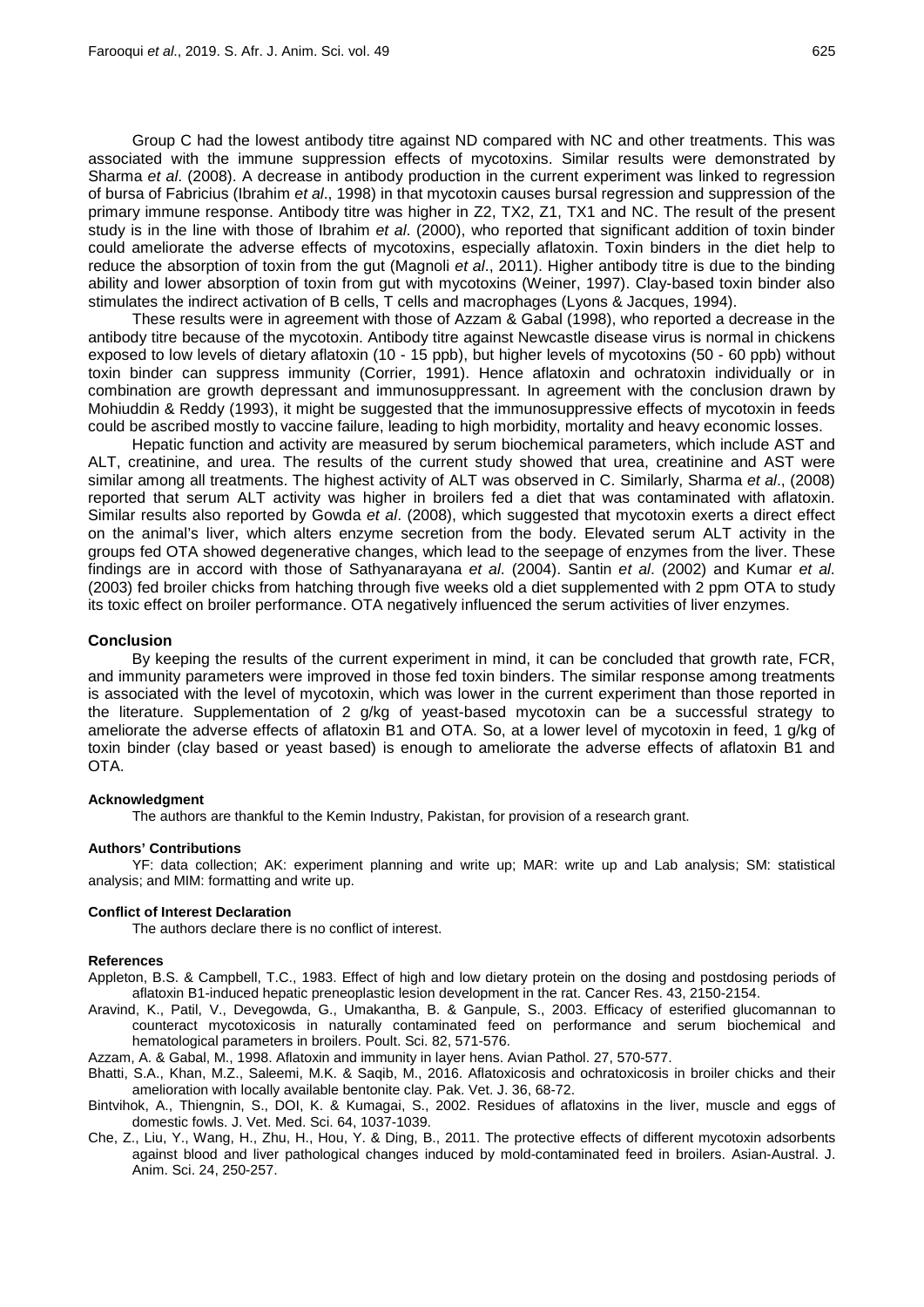Group C had the lowest antibody titre against ND compared with NC and other treatments. This was associated with the immune suppression effects of mycotoxins. Similar results were demonstrated by Sharma *et al*. (2008). A decrease in antibody production in the current experiment was linked to regression of bursa of Fabricius (Ibrahim *et al*., 1998) in that mycotoxin causes bursal regression and suppression of the primary immune response. Antibody titre was higher in Z2, TX2, Z1, TX1 and NC. The result of the present study is in the line with those of Ibrahim *et al*. (2000), who reported that significant addition of toxin binder could ameliorate the adverse effects of mycotoxins, especially aflatoxin. Toxin binders in the diet help to reduce the absorption of toxin from the gut (Magnoli *et al*., 2011). Higher antibody titre is due to the binding ability and lower absorption of toxin from gut with mycotoxins (Weiner, 1997). Clay-based toxin binder also stimulates the indirect activation of B cells, T cells and macrophages (Lyons & Jacques, 1994).

These results were in agreement with those of Azzam & Gabal (1998), who reported a decrease in the antibody titre because of the mycotoxin. Antibody titre against Newcastle disease virus is normal in chickens exposed to low levels of dietary aflatoxin (10 - 15 ppb), but higher levels of mycotoxins (50 - 60 ppb) without toxin binder can suppress immunity (Corrier, 1991). Hence aflatoxin and ochratoxin individually or in combination are growth depressant and immunosuppressant. In agreement with the conclusion drawn by Mohiuddin & Reddy (1993), it might be suggested that the immunosuppressive effects of mycotoxin in feeds could be ascribed mostly to vaccine failure, leading to high morbidity, mortality and heavy economic losses.

Hepatic function and activity are measured by serum biochemical parameters, which include AST and ALT, creatinine, and urea. The results of the current study showed that urea, creatinine and AST were similar among all treatments. The highest activity of ALT was observed in C. Similarly, Sharma *et al*., (2008) reported that serum ALT activity was higher in broilers fed a diet that was contaminated with aflatoxin. Similar results also reported by Gowda *et al*. (2008), which suggested that mycotoxin exerts a direct effect on the animal's liver, which alters enzyme secretion from the body. Elevated serum ALT activity in the groups fed OTA showed degenerative changes, which lead to the seepage of enzymes from the liver. These findings are in accord with those of Sathyanarayana *et al*. (2004). Santin *et al*. (2002) and Kumar *et al*. (2003) fed broiler chicks from hatching through five weeks old a diet supplemented with 2 ppm OTA to study its toxic effect on broiler performance. OTA negatively influenced the serum activities of liver enzymes.

## Conclusion

By keeping the results of the current experiment in mind, it can be concluded that growth rate, FCR, and immunity parameters were improved in those fed toxin binders. The similar response among treatments is associated with the level of mycotoxin, which was lower in the current experiment than those reported in the literature. Supplementation of 2 g/kg of yeast-based mycotoxin can be a successful strategy to ameliorate the adverse effects of aflatoxin B1 and OTA. So, at a lower level of mycotoxin in feed, 1 g/kg of toxin binder (clay based or yeast based) is enough to ameliorate the adverse effects of aflatoxin B1 and OTA.

#### Acknowledgment

The authors are thankful to the Kemin Industry, Pakistan, for provision of a research grant.

#### Authors' Contributions

YF: data collection; AK: experiment planning and write up; MAR: write up and Lab analysis; SM: statistical analysis; and MIM: formatting and write up.

#### Conflict of Interest Declaration

The authors declare there is no conflict of interest.

#### References

Appleton, B.S. & Campbell, T.C., 1983. Effect of high and low dietary protein on the dosing and postdosing periods of aflatoxin B1-induced hepatic preneoplastic lesion development in the rat. Cancer Res. 43, 2150-2154.

Aravind, K., Patil, V., Devegowda, G., Umakantha, B. & Ganpule, S., 2003. Efficacy of esterified glucomannan to counteract mycotoxicosis in naturally contaminated feed on performance and serum biochemical and hematological parameters in broilers. Poult. Sci. 82, 571-576.

Azzam, A. & Gabal, M., 1998. Aflatoxin and immunity in layer hens. Avian Pathol. 27, 570-577.

Bhatti, S.A., Khan, M.Z., Saleemi, M.K. & Saqib, M., 2016. Aflatoxicosis and ochratoxicosis in broiler chicks and their amelioration with locally available bentonite clay. Pak. Vet. J. 36, 68-72.

Bintvihok, A., Thiengnin, S., DOI, K. & Kumagai, S., 2002. Residues of aflatoxins in the liver, muscle and eggs of domestic fowls. J. Vet. Med. Sci. 64, 1037-1039.

Che, Z., Liu, Y., Wang, H., Zhu, H., Hou, Y. & Ding, B., 2011. The protective effects of different mycotoxin adsorbents against blood and liver pathological changes induced by mold-contaminated feed in broilers. Asian-Austral. J. Anim. Sci. 24, 250-257.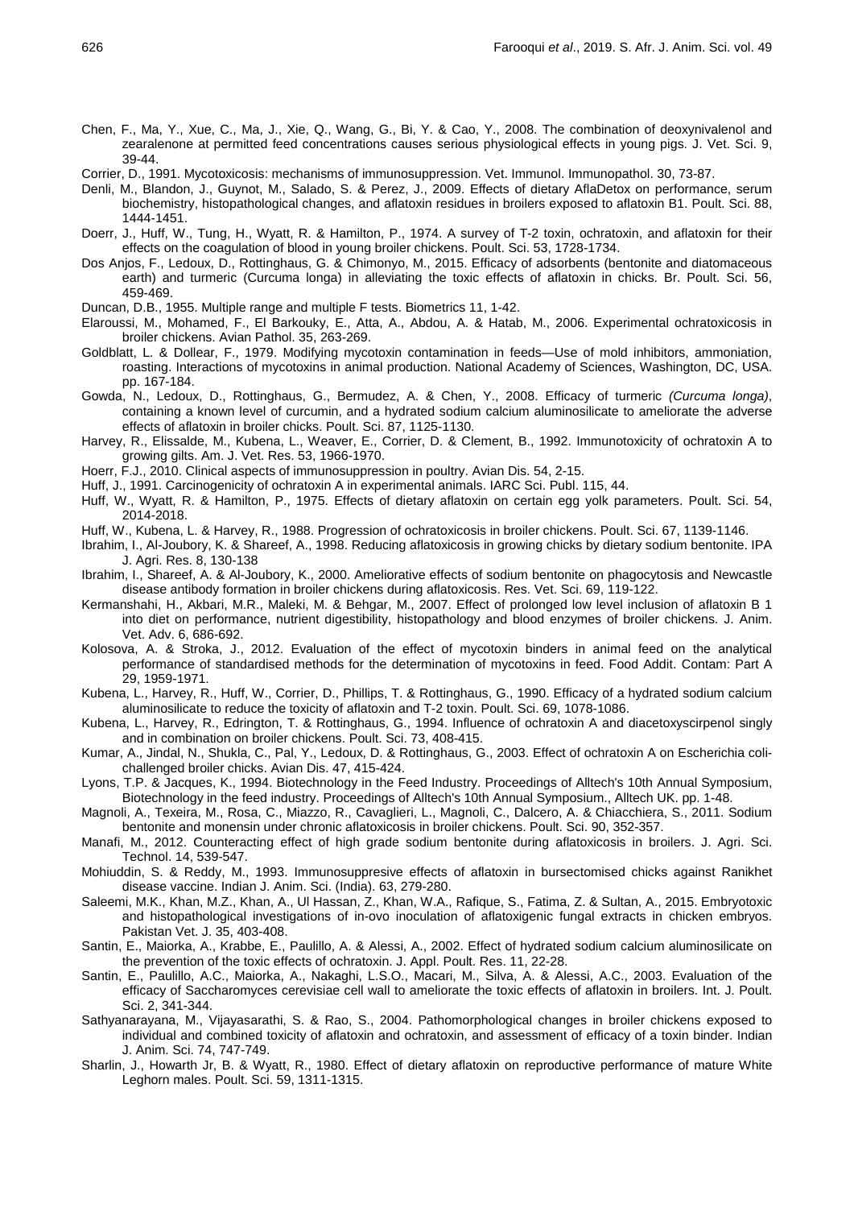Chen, F., Ma, Y., Xue, C., Ma, J., Xie, Q., Wang, G., Bi, Y. & Cao, Y., 2008. The combination of deoxynivalenol and zearalenone at permitted feed concentrations causes serious physiological effects in young pigs. J. Vet. Sci. 9, 39-44.

Corrier, D., 1991. Mycotoxicosis: mechanisms of immunosuppression. Vet. Immunol. Immunopathol. 30, 73-87.

Denli, M., Blandon, J., Guynot, M., Salado, S. & Perez, J., 2009. Effects of dietary AflaDetox on performance, serum biochemistry, histopathological changes, and aflatoxin residues in broilers exposed to aflatoxin B1. Poult. Sci. 88, 1444-1451.

Doerr, J., Huff, W., Tung, H., Wyatt, R. & Hamilton, P., 1974. A survey of T-2 toxin, ochratoxin, and aflatoxin for their effects on the coagulation of blood in young broiler chickens. Poult. Sci. 53, 1728-1734.

Dos Anjos, F., Ledoux, D., Rottinghaus, G. & Chimonyo, M., 2015. Efficacy of adsorbents (bentonite and diatomaceous earth) and turmeric (Curcuma longa) in alleviating the toxic effects of aflatoxin in chicks. Br. Poult. Sci. 56, 459-469.

Duncan, D.B., 1955. Multiple range and multiple F tests. Biometrics 11, 1-42.

Elaroussi, M., Mohamed, F., El Barkouky, E., Atta, A., Abdou, A. & Hatab, M., 2006. Experimental ochratoxicosis in broiler chickens. Avian Pathol. 35, 263-269.

Goldblatt, L. & Dollear, F., 1979. Modifying mycotoxin contamination in feeds—Use of mold inhibitors, ammoniation, roasting. Interactions of mycotoxins in animal production. National Academy of Sciences, Washington, DC, USA. pp. 167-184.

Gowda, N., Ledoux, D., Rottinghaus, G., Bermudez, A. & Chen, Y., 2008. Efficacy of turmeric *(Curcuma longa)*, containing a known level of curcumin, and a hydrated sodium calcium aluminosilicate to ameliorate the adverse effects of aflatoxin in broiler chicks. Poult. Sci. 87, 1125-1130.

Harvey, R., Elissalde, M., Kubena, L., Weaver, E., Corrier, D. & Clement, B., 1992. Immunotoxicity of ochratoxin A to growing gilts. Am. J. Vet. Res. 53, 1966-1970.

Hoerr, F.J., 2010. Clinical aspects of immunosuppression in poultry. Avian Dis. 54, 2-15.

Huff, J., 1991. Carcinogenicity of ochratoxin A in experimental animals. IARC Sci. Publ. 115, 44.

Huff, W., Wyatt, R. & Hamilton, P., 1975. Effects of dietary aflatoxin on certain egg yolk parameters. Poult. Sci. 54, 2014-2018.

Huff, W., Kubena, L. & Harvey, R., 1988. Progression of ochratoxicosis in broiler chickens. Poult. Sci. 67, 1139-1146.

Ibrahim, I., Al-Joubory, K. & Shareef, A., 1998. Reducing aflatoxicosis in growing chicks by dietary sodium bentonite. IPA J. Agri. Res. 8, 130-138

Ibrahim, I., Shareef, A. & Al-Joubory, K., 2000. Ameliorative effects of sodium bentonite on phagocytosis and Newcastle disease antibody formation in broiler chickens during aflatoxicosis. Res. Vet. Sci. 69, 119-122.

Kermanshahi, H., Akbari, M.R., Maleki, M. & Behgar, M., 2007. Effect of prolonged low level inclusion of aflatoxin B 1 into diet on performance, nutrient digestibility, histopathology and blood enzymes of broiler chickens. J. Anim. Vet. Adv. 6, 686-692.

Kolosova, A. & Stroka, J., 2012. Evaluation of the effect of mycotoxin binders in animal feed on the analytical performance of standardised methods for the determination of mycotoxins in feed. Food Addit. Contam: Part A 29, 1959-1971.

Kubena, L., Harvey, R., Huff, W., Corrier, D., Phillips, T. & Rottinghaus, G., 1990. Efficacy of a hydrated sodium calcium aluminosilicate to reduce the toxicity of aflatoxin and T-2 toxin. Poult. Sci. 69, 1078-1086.

Kubena, L., Harvey, R., Edrington, T. & Rottinghaus, G., 1994. Influence of ochratoxin A and diacetoxyscirpenol singly and in combination on broiler chickens. Poult. Sci. 73, 408-415.

Kumar, A., Jindal, N., Shukla, C., Pal, Y., Ledoux, D. & Rottinghaus, G., 2003. Effect of ochratoxin A on Escherichia coli-challenged broiler chicks. Avian Dis. 47, 415-424.

Lyons, T.P. & Jacques, K., 1994. Biotechnology in the Feed Industry. Proceedings of Alltech's 10th Annual Symposium, Biotechnology in the feed industry. Proceedings of Alltech's 10th Annual Symposium., Alltech UK. pp. 1-48.

Magnoli, A., Texeira, M., Rosa, C., Miazzo, R., Cavaglieri, L., Magnoli, C., Dalcero, A. & Chiacchiera, S., 2011. Sodium bentonite and monensin under chronic aflatoxicosis in broiler chickens. Poult. Sci. 90, 352-357.

Manafi, M., 2012. Counteracting effect of high grade sodium bentonite during aflatoxicosis in broilers. J. Agri. Sci. Technol. 14, 539-547.

Mohiuddin, S. & Reddy, M., 1993. Immunosuppresive effects of aflatoxin in bursectomised chicks against Ranikhet disease vaccine. Indian J. Anim. Sci. (India). 63, 279-280.

Saleemi, M.K., Khan, M.Z., Khan, A., Ul Hassan, Z., Khan, W.A., Rafique, S., Fatima, Z. & Sultan, A., 2015. Embryotoxic and histopathological investigations of in-ovo inoculation of aflatoxigenic fungal extracts in chicken embryos. Pakistan Vet. J. 35, 403-408.

Santin, E., Maiorka, A., Krabbe, E., Paulillo, A. & Alessi, A., 2002. Effect of hydrated sodium calcium aluminosilicate on the prevention of the toxic effects of ochratoxin. J. Appl. Poult. Res. 11, 22-28.

Santin, E., Paulillo, A.C., Maiorka, A., Nakaghi, L.S.O., Macari, M., Silva, A. & Alessi, A.C., 2003. Evaluation of the efficacy of Saccharomyces cerevisiae cell wall to ameliorate the toxic effects of aflatoxin in broilers. Int. J. Poult. Sci. 2, 341-344.

Sathyanarayana, M., Vijayasarathi, S. & Rao, S., 2004. Pathomorphological changes in broiler chickens exposed to individual and combined toxicity of aflatoxin and ochratoxin, and assessment of efficacy of a toxin binder. Indian J. Anim. Sci. 74, 747-749.

Sharlin, J., Howarth Jr, B. & Wyatt, R., 1980. Effect of dietary aflatoxin on reproductive performance of mature White Leghorn males. Poult. Sci. 59, 1311-1315.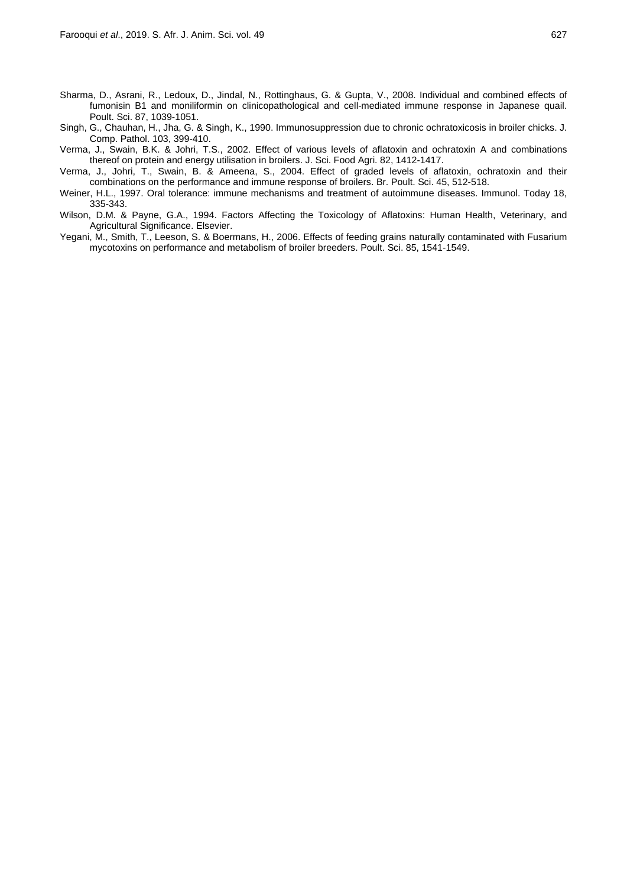Sharma, D., Asrani, R., Ledoux, D., Jindal, N., Rottinghaus, G. & Gupta, V., 2008. Individual and combined effects of fumonisin B1 and moniliformin on clinicopathological and cell-mediated immune response in Japanese quail. Poult. Sci. 87, 1039-1051.

Singh, G., Chauhan, H., Jha, G. & Singh, K., 1990. Immunosuppression due to chronic ochratoxicosis in broiler chicks. J. Comp. Pathol. 103, 399-410.

Verma, J., Swain, B.K. & Johri, T.S., 2002. Effect of various levels of aflatoxin and ochratoxin A and combinations thereof on protein and energy utilisation in broilers. J. Sci. Food Agri. 82, 1412-1417.

Verma, J., Johri, T., Swain, B. & Ameena, S., 2004. Effect of graded levels of aflatoxin, ochratoxin and their combinations on the performance and immune response of broilers. Br. Poult. Sci. 45, 512-518.

Weiner, H.L., 1997. Oral tolerance: immune mechanisms and treatment of autoimmune diseases. Immunol. Today 18, 335-343.

Wilson, D.M. & Payne, G.A., 1994. Factors Affecting the Toxicology of Aflatoxins: Human Health, Veterinary, and Agricultural Significance. Elsevier.

Yegani, M., Smith, T., Leeson, S. & Boermans, H., 2006. Effects of feeding grains naturally contaminated with Fusarium mycotoxins on performance and metabolism of broiler breeders. Poult. Sci. 85, 1541-1549.